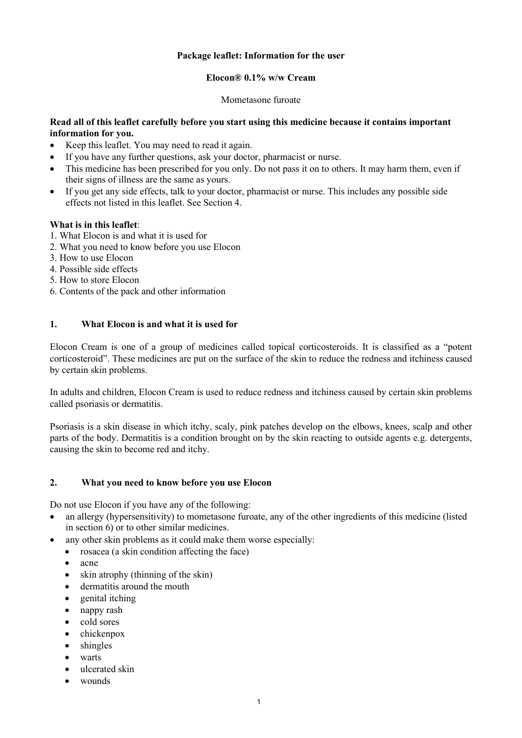**Package leaflet: Information for the user**

**Elocon® 0.1% w/w Cream**

Mometasone furoate

**Read all of this leaflet carefully before you start using this medicine because it contains important information for you.**

- Keep this leaflet. You may need to read it again.
- If you have any further questions, ask your doctor, pharmacist or nurse.
- This medicine has been prescribed for you only. Do not pass it on to others. It may harm them, even if their signs of illness are the same as yours.
- If you get any side effects, talk to your doctor, pharmacist or nurse. This includes any possible side effects not listed in this leaflet. See Section 4.

**What is in this leaflet**:

1. What Elocon is and what it is used for
2. What you need to know before you use Elocon
3. How to use Elocon
4. Possible side effects
5. How to store Elocon
6. Contents of the pack and other information

## 1. What Elocon is and what it is used for

Elocon Cream is one of a group of medicines called topical corticosteroids. It is classified as a "potent corticosteroid". These medicines are put on the surface of the skin to reduce the redness and itchiness caused by certain skin problems.

In adults and children, Elocon Cream is used to reduce redness and itchiness caused by certain skin problems called psoriasis or dermatitis.

Psoriasis is a skin disease in which itchy, scaly, pink patches develop on the elbows, knees, scalp and other parts of the body. Dermatitis is a condition brought on by the skin reacting to outside agents e.g. detergents, causing the skin to become red and itchy.

## 2. What you need to know before you use Elocon

Do not use Elocon if you have any of the following:

- an allergy (hypersensitivity) to mometasone furoate, any of the other ingredients of this medicine (listed in section 6) or to other similar medicines.
- any other skin problems as it could make them worse especially:
  - rosacea (a skin condition affecting the face)
  - acne
  - skin atrophy (thinning of the skin)
  - dermatitis around the mouth
  - genital itching
  - nappy rash
  - cold sores
  - chickenpox
  - shingles
  - warts
  - ulcerated skin
  - wounds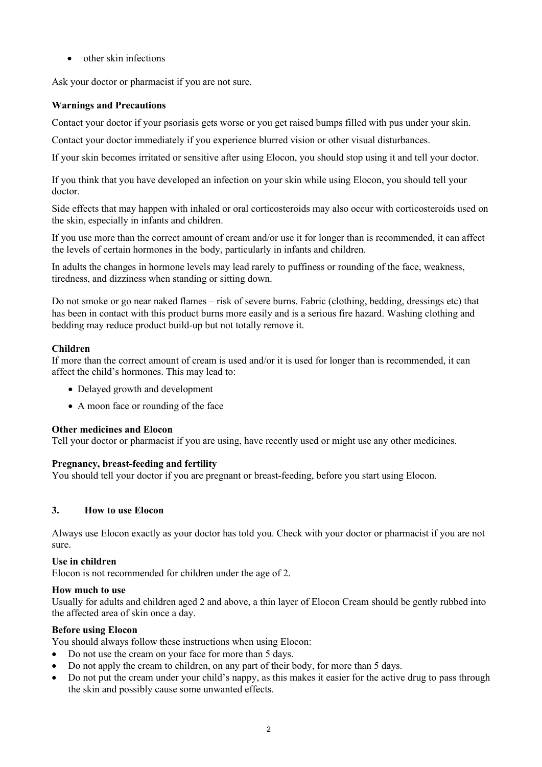- other skin infections

Ask your doctor or pharmacist if you are not sure.

**Warnings and Precautions**

Contact your doctor if your psoriasis gets worse or you get raised bumps filled with pus under your skin.

Contact your doctor immediately if you experience blurred vision or other visual disturbances.

If your skin becomes irritated or sensitive after using Elocon, you should stop using it and tell your doctor.

If you think that you have developed an infection on your skin while using Elocon, you should tell your doctor.

Side effects that may happen with inhaled or oral corticosteroids may also occur with corticosteroids used on the skin, especially in infants and children.

If you use more than the correct amount of cream and/or use it for longer than is recommended, it can affect the levels of certain hormones in the body, particularly in infants and children.

In adults the changes in hormone levels may lead rarely to puffiness or rounding of the face, weakness, tiredness, and dizziness when standing or sitting down.

Do not smoke or go near naked flames – risk of severe burns. Fabric (clothing, bedding, dressings etc) that has been in contact with this product burns more easily and is a serious fire hazard. Washing clothing and bedding may reduce product build-up but not totally remove it.

**Children**

If more than the correct amount of cream is used and/or it is used for longer than is recommended, it can affect the child's hormones. This may lead to:

- Delayed growth and development
- A moon face or rounding of the face

**Other medicines and Elocon**

Tell your doctor or pharmacist if you are using, have recently used or might use any other medicines.

**Pregnancy, breast-feeding and fertility**

You should tell your doctor if you are pregnant or breast-feeding, before you start using Elocon.

## 3. How to use Elocon

Always use Elocon exactly as your doctor has told you. Check with your doctor or pharmacist if you are not sure.

**Use in children**

Elocon is not recommended for children under the age of 2.

**How much to use**

Usually for adults and children aged 2 and above, a thin layer of Elocon Cream should be gently rubbed into the affected area of skin once a day.

**Before using Elocon**

You should always follow these instructions when using Elocon:

- Do not use the cream on your face for more than 5 days.
- Do not apply the cream to children, on any part of their body, for more than 5 days.
- Do not put the cream under your child's nappy, as this makes it easier for the active drug to pass through the skin and possibly cause some unwanted effects.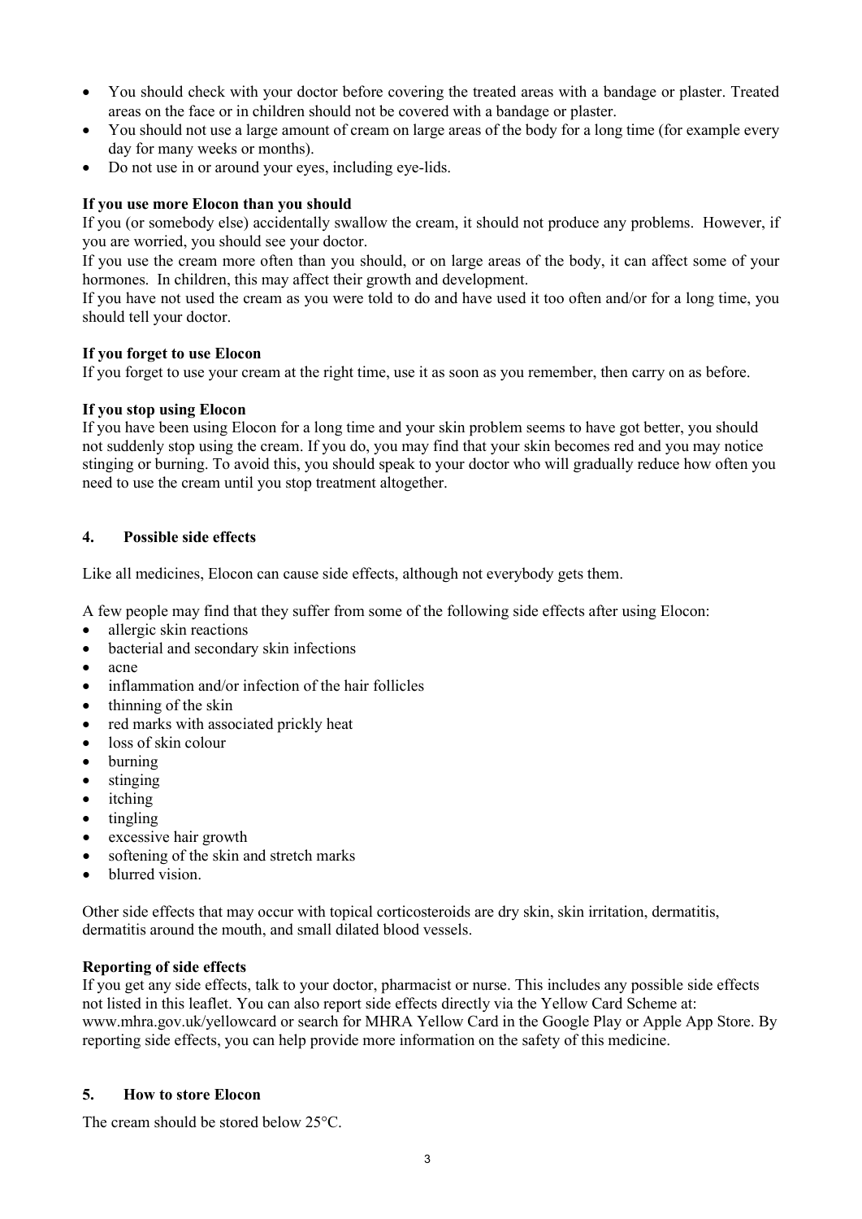- You should check with your doctor before covering the treated areas with a bandage or plaster. Treated areas on the face or in children should not be covered with a bandage or plaster.
- You should not use a large amount of cream on large areas of the body for a long time (for example every day for many weeks or months).
- Do not use in or around your eyes, including eye-lids.

**If you use more Elocon than you should**

If you (or somebody else) accidentally swallow the cream, it should not produce any problems. However, if you are worried, you should see your doctor.

If you use the cream more often than you should, or on large areas of the body, it can affect some of your hormones. In children, this may affect their growth and development.

If you have not used the cream as you were told to do and have used it too often and/or for a long time, you should tell your doctor.

**If you forget to use Elocon**

If you forget to use your cream at the right time, use it as soon as you remember, then carry on as before.

**If you stop using Elocon**

If you have been using Elocon for a long time and your skin problem seems to have got better, you should not suddenly stop using the cream. If you do, you may find that your skin becomes red and you may notice stinging or burning. To avoid this, you should speak to your doctor who will gradually reduce how often you need to use the cream until you stop treatment altogether.

## 4. Possible side effects

Like all medicines, Elocon can cause side effects, although not everybody gets them.

A few people may find that they suffer from some of the following side effects after using Elocon:

- allergic skin reactions
- bacterial and secondary skin infections
- acne
- inflammation and/or infection of the hair follicles
- thinning of the skin
- red marks with associated prickly heat
- loss of skin colour
- burning
- stinging
- itching
- tingling
- excessive hair growth
- softening of the skin and stretch marks
- blurred vision.

Other side effects that may occur with topical corticosteroids are dry skin, skin irritation, dermatitis, dermatitis around the mouth, and small dilated blood vessels.

**Reporting of side effects**

If you get any side effects, talk to your doctor, pharmacist or nurse. This includes any possible side effects not listed in this leaflet. You can also report side effects directly via the Yellow Card Scheme at: www.mhra.gov.uk/yellowcard or search for MHRA Yellow Card in the Google Play or Apple App Store. By reporting side effects, you can help provide more information on the safety of this medicine.

## 5. How to store Elocon

The cream should be stored below 25°C.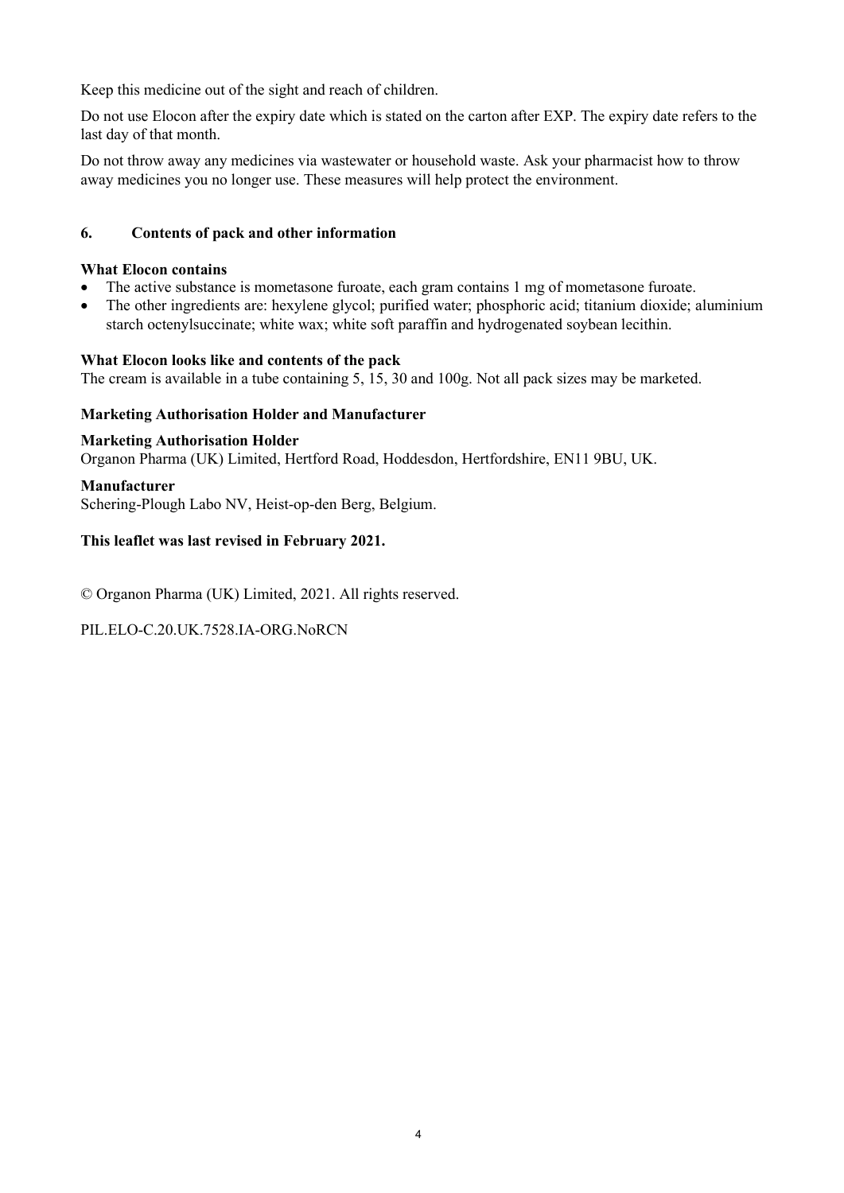Keep this medicine out of the sight and reach of children.

Do not use Elocon after the expiry date which is stated on the carton after EXP. The expiry date refers to the last day of that month.

Do not throw away any medicines via wastewater or household waste. Ask your pharmacist how to throw away medicines you no longer use. These measures will help protect the environment.

## 6. Contents of pack and other information

**What Elocon contains**

- The active substance is mometasone furoate, each gram contains 1 mg of mometasone furoate.
- The other ingredients are: hexylene glycol; purified water; phosphoric acid; titanium dioxide; aluminium starch octenylsuccinate; white wax; white soft paraffin and hydrogenated soybean lecithin.

**What Elocon looks like and contents of the pack**

The cream is available in a tube containing 5, 15, 30 and 100g. Not all pack sizes may be marketed.

**Marketing Authorisation Holder and Manufacturer**

**Marketing Authorisation Holder**

Organon Pharma (UK) Limited, Hertford Road, Hoddesdon, Hertfordshire, EN11 9BU, UK.

**Manufacturer**

Schering-Plough Labo NV, Heist-op-den Berg, Belgium.

**This leaflet was last revised in February 2021.**

© Organon Pharma (UK) Limited, 2021. All rights reserved.

PIL.ELO-C.20.UK.7528.IA-ORG.NoRCN